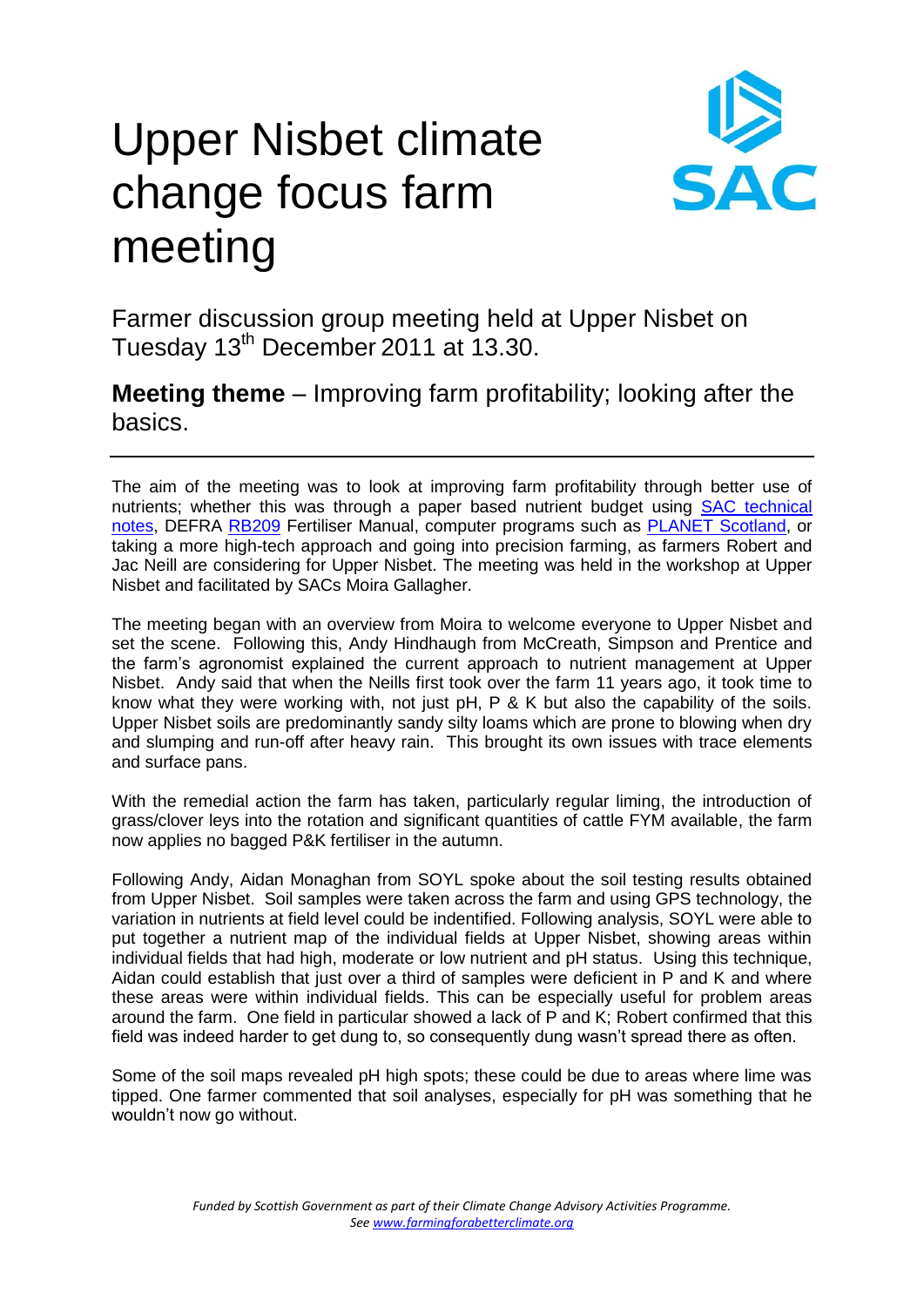# Upper Nisbet climate change focus farm meeting

Farmer discussion group meeting held at Upper Nisbet on Tuesday 13th December 2011 at 13.30.

**Meeting theme** – Improving farm profitability; looking after the basics.

---

The aim of the meeting was to look at improving farm profitability through better use of nutrients; whether this was through a paper based nutrient budget using SAC technical notes, DEFRA RB209 Fertiliser Manual, computer programs such as PLANET Scotland, or taking a more high-tech approach and going into precision farming, as farmers Robert and Jac Neill are considering for Upper Nisbet. The meeting was held in the workshop at Upper Nisbet and facilitated by SACs Moira Gallagher.

The meeting began with an overview from Moira to welcome everyone to Upper Nisbet and set the scene. Following this, Andy Hindhaugh from McCreath, Simpson and Prentice and the farm's agronomist explained the current approach to nutrient management at Upper Nisbet. Andy said that when the Neills first took over the farm 11 years ago, it took time to know what they were working with, not just pH, P & K but also the capability of the soils. Upper Nisbet soils are predominantly sandy silty loams which are prone to blowing when dry and slumping and run-off after heavy rain. This brought its own issues with trace elements and surface pans.

With the remedial action the farm has taken, particularly regular liming, the introduction of grass/clover leys into the rotation and significant quantities of cattle FYM available, the farm now applies no bagged P&K fertiliser in the autumn.

Following Andy, Aidan Monaghan from SOYL spoke about the soil testing results obtained from Upper Nisbet. Soil samples were taken across the farm and using GPS technology, the variation in nutrients at field level could be indentified. Following analysis, SOYL were able to put together a nutrient map of the individual fields at Upper Nisbet, showing areas within individual fields that had high, moderate or low nutrient and pH status. Using this technique, Aidan could establish that just over a third of samples were deficient in P and K and where these areas were within individual fields. This can be especially useful for problem areas around the farm. One field in particular showed a lack of P and K; Robert confirmed that this field was indeed harder to get dung to, so consequently dung wasn't spread there as often.

Some of the soil maps revealed pH high spots; these could be due to areas where lime was tipped. One farmer commented that soil analyses, especially for pH was something that he wouldn't now go without.

*Funded by Scottish Government as part of their Climate Change Advisory Activities Programme. See www.farmingforabetterclimate.org*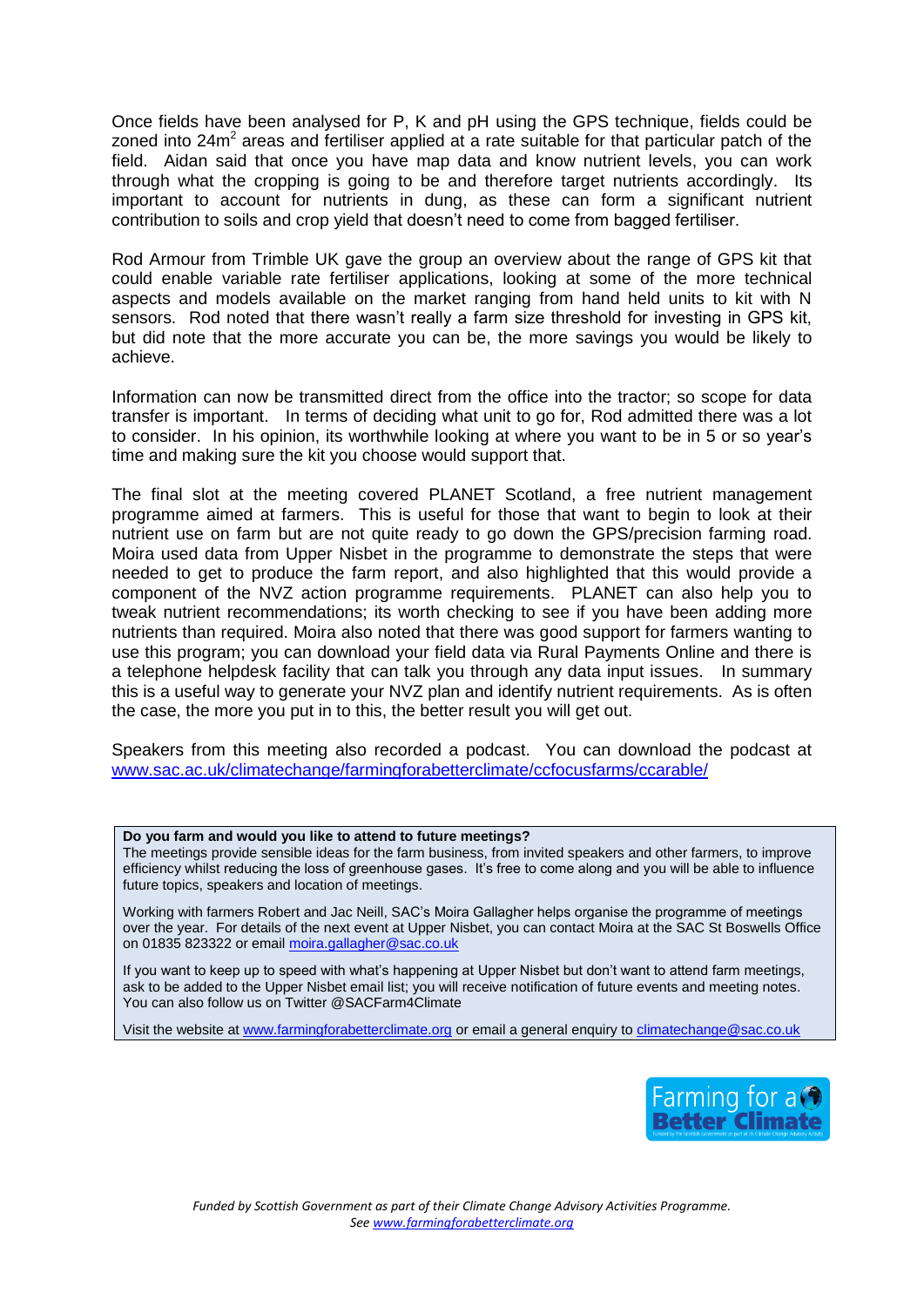Once fields have been analysed for P, K and pH using the GPS technique, fields could be zoned into 24m$^2$ areas and fertiliser applied at a rate suitable for that particular patch of the field. Aidan said that once you have map data and know nutrient levels, you can work through what the cropping is going to be and therefore target nutrients accordingly. Its important to account for nutrients in dung, as these can form a significant nutrient contribution to soils and crop yield that doesn't need to come from bagged fertiliser.

Rod Armour from Trimble UK gave the group an overview about the range of GPS kit that could enable variable rate fertiliser applications, looking at some of the more technical aspects and models available on the market ranging from hand held units to kit with N sensors. Rod noted that there wasn't really a farm size threshold for investing in GPS kit, but did note that the more accurate you can be, the more savings you would be likely to achieve.

Information can now be transmitted direct from the office into the tractor; so scope for data transfer is important. In terms of deciding what unit to go for, Rod admitted there was a lot to consider. In his opinion, its worthwhile looking at where you want to be in 5 or so year's time and making sure the kit you choose would support that.

The final slot at the meeting covered PLANET Scotland, a free nutrient management programme aimed at farmers. This is useful for those that want to begin to look at their nutrient use on farm but are not quite ready to go down the GPS/precision farming road. Moira used data from Upper Nisbet in the programme to demonstrate the steps that were needed to get to produce the farm report, and also highlighted that this would provide a component of the NVZ action programme requirements. PLANET can also help you to tweak nutrient recommendations; its worth checking to see if you have been adding more nutrients than required. Moira also noted that there was good support for farmers wanting to use this program; you can download your field data via Rural Payments Online and there is a telephone helpdesk facility that can talk you through any data input issues. In summary this is a useful way to generate your NVZ plan and identify nutrient requirements. As is often the case, the more you put in to this, the better result you will get out.

Speakers from this meeting also recorded a podcast. You can download the podcast at www.sac.ac.uk/climatechange/farmingforabetterclimate/ccfocusfarms/ccarable/

**Do you farm and would you like to attend to future meetings?**
The meetings provide sensible ideas for the farm business, from invited speakers and other farmers, to improve efficiency whilst reducing the loss of greenhouse gases. It's free to come along and you will be able to influence future topics, speakers and location of meetings.

Working with farmers Robert and Jac Neill, SAC's Moira Gallagher helps organise the programme of meetings over the year. For details of the next event at Upper Nisbet, you can contact Moira at the SAC St Boswells Office on 01835 823322 or email moira.gallagher@sac.co.uk

If you want to keep up to speed with what's happening at Upper Nisbet but don't want to attend farm meetings, ask to be added to the Upper Nisbet email list; you will receive notification of future events and meeting notes. You can also follow us on Twitter @SACFarm4Climate

Visit the website at www.farmingforabetterclimate.org or email a general enquiry to climatechange@sac.co.uk

Farming for a Better Climate

*Funded by Scottish Government as part of their Climate Change Advisory Activities Programme.*
*See www.farmingforabetterclimate.org*